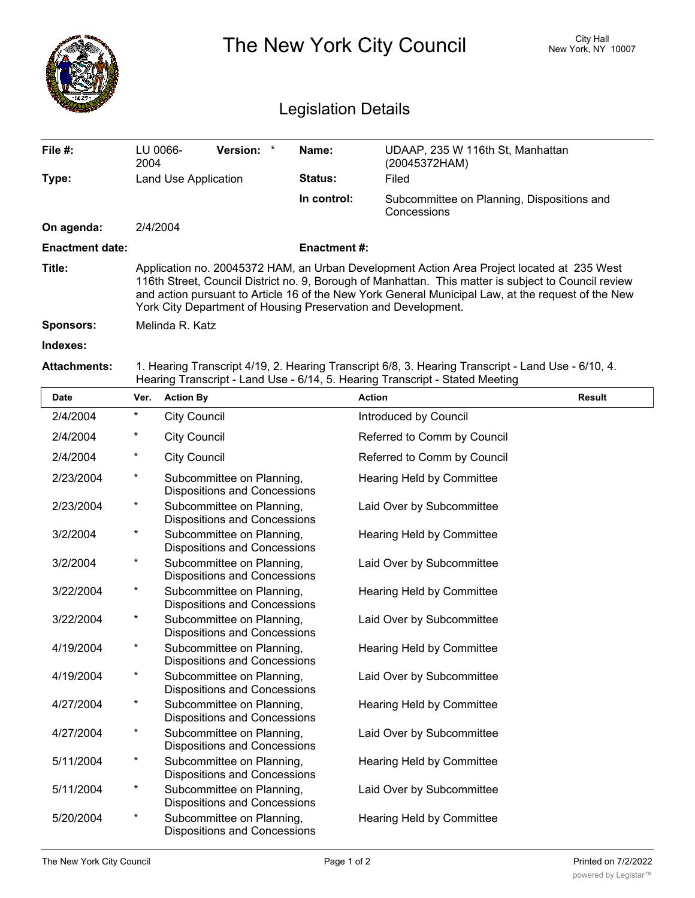# The New York City Council

City Hall
New York, NY 10007

## Legislation Details

| | | | |
|---|---|---|---|
| **File #:** | LU 0066-2004 **Version:** * | **Name:** | UDAAP, 235 W 116th St, Manhattan (20045372HAM) |
| **Type:** | Land Use Application | **Status:** | Filed |
| | | **In control:** | Subcommittee on Planning, Dispositions and Concessions |
| **On agenda:** | 2/4/2004 | | |
| **Enactment date:** | | **Enactment #:** | |

**Title:** Application no. 20045372 HAM, an Urban Development Action Area Project located at 235 West 116th Street, Council District no. 9, Borough of Manhattan. This matter is subject to Council review and action pursuant to Article 16 of the New York General Municipal Law, at the request of the New York City Department of Housing Preservation and Development.

**Sponsors:** Melinda R. Katz

**Indexes:**

**Attachments:** 1. Hearing Transcript 4/19, 2. Hearing Transcript 6/8, 3. Hearing Transcript - Land Use - 6/10, 4. Hearing Transcript - Land Use - 6/14, 5. Hearing Transcript - Stated Meeting

| Date | Ver. | Action By | Action | Result |
|---|---|---|---|---|
| 2/4/2004 | * | City Council | Introduced by Council | |
| 2/4/2004 | * | City Council | Referred to Comm by Council | |
| 2/4/2004 | * | City Council | Referred to Comm by Council | |
| 2/23/2004 | * | Subcommittee on Planning, Dispositions and Concessions | Hearing Held by Committee | |
| 2/23/2004 | * | Subcommittee on Planning, Dispositions and Concessions | Laid Over by Subcommittee | |
| 3/2/2004 | * | Subcommittee on Planning, Dispositions and Concessions | Hearing Held by Committee | |
| 3/2/2004 | * | Subcommittee on Planning, Dispositions and Concessions | Laid Over by Subcommittee | |
| 3/22/2004 | * | Subcommittee on Planning, Dispositions and Concessions | Hearing Held by Committee | |
| 3/22/2004 | * | Subcommittee on Planning, Dispositions and Concessions | Laid Over by Subcommittee | |
| 4/19/2004 | * | Subcommittee on Planning, Dispositions and Concessions | Hearing Held by Committee | |
| 4/19/2004 | * | Subcommittee on Planning, Dispositions and Concessions | Laid Over by Subcommittee | |
| 4/27/2004 | * | Subcommittee on Planning, Dispositions and Concessions | Hearing Held by Committee | |
| 4/27/2004 | * | Subcommittee on Planning, Dispositions and Concessions | Laid Over by Subcommittee | |
| 5/11/2004 | * | Subcommittee on Planning, Dispositions and Concessions | Hearing Held by Committee | |
| 5/11/2004 | * | Subcommittee on Planning, Dispositions and Concessions | Laid Over by Subcommittee | |
| 5/20/2004 | * | Subcommittee on Planning, Dispositions and Concessions | Hearing Held by Committee | |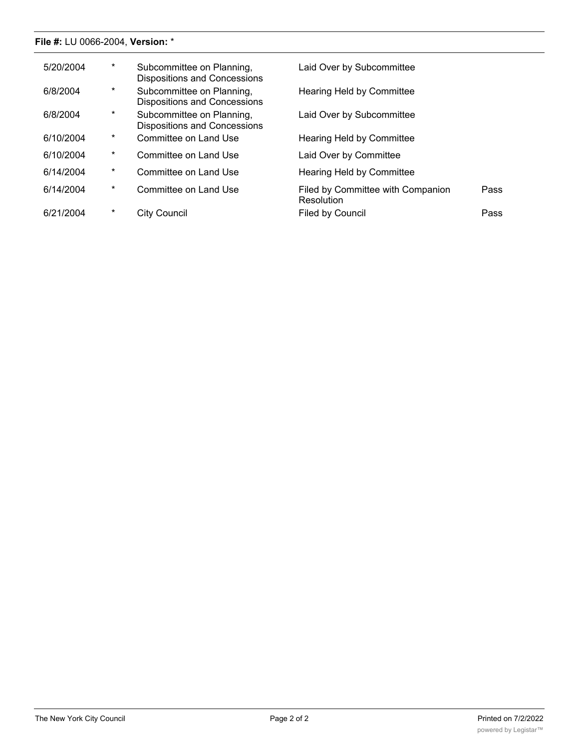**File #:** LU 0066-2004, **Version:** *

| | | | | |
|---|---|---|---|---|
| 5/20/2004 | * | Subcommittee on Planning, Dispositions and Concessions | Laid Over by Subcommittee | |
| 6/8/2004 | * | Subcommittee on Planning, Dispositions and Concessions | Hearing Held by Committee | |
| 6/8/2004 | * | Subcommittee on Planning, Dispositions and Concessions | Laid Over by Subcommittee | |
| 6/10/2004 | * | Committee on Land Use | Hearing Held by Committee | |
| 6/10/2004 | * | Committee on Land Use | Laid Over by Committee | |
| 6/14/2004 | * | Committee on Land Use | Hearing Held by Committee | |
| 6/14/2004 | * | Committee on Land Use | Filed by Committee with Companion Resolution | Pass |
| 6/21/2004 | * | City Council | Filed by Council | Pass |